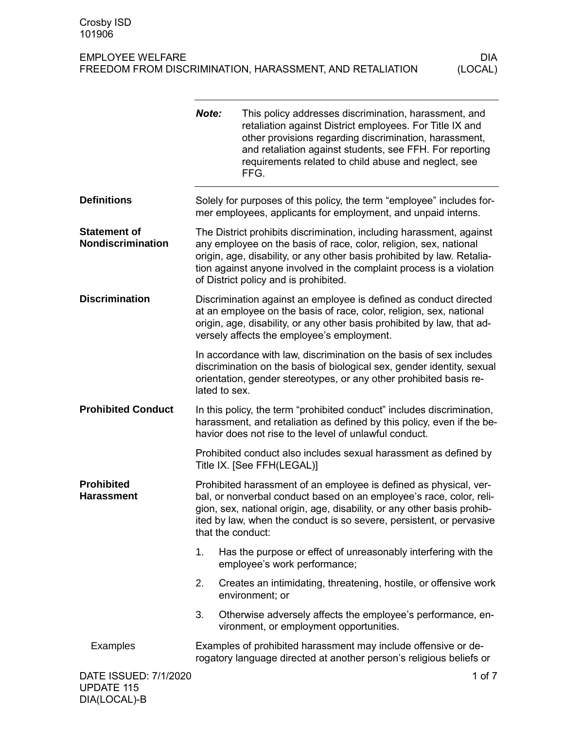Crosby ISD
101906

EMPLOYEE WELFARE
FREEDOM FROM DISCRIMINATION, HARASSMENT, AND RETALIATION

DIA
(LOCAL)

***Note:*** This policy addresses discrimination, harassment, and retaliation against District employees. For Title IX and other provisions regarding discrimination, harassment, and retaliation against students, see FFH. For reporting requirements related to child abuse and neglect, see FFG.

## Definitions

Solely for purposes of this policy, the term "employee" includes former employees, applicants for employment, and unpaid interns.

## Statement of Nondiscrimination

The District prohibits discrimination, including harassment, against any employee on the basis of race, color, religion, sex, national origin, age, disability, or any other basis prohibited by law. Retaliation against anyone involved in the complaint process is a violation of District policy and is prohibited.

## Discrimination

Discrimination against an employee is defined as conduct directed at an employee on the basis of race, color, religion, sex, national origin, age, disability, or any other basis prohibited by law, that adversely affects the employee's employment.

In accordance with law, discrimination on the basis of sex includes discrimination on the basis of biological sex, gender identity, sexual orientation, gender stereotypes, or any other prohibited basis related to sex.

## Prohibited Conduct

In this policy, the term "prohibited conduct" includes discrimination, harassment, and retaliation as defined by this policy, even if the behavior does not rise to the level of unlawful conduct.

Prohibited conduct also includes sexual harassment as defined by Title IX. [See FFH(LEGAL)]

## Prohibited Harassment

Prohibited harassment of an employee is defined as physical, verbal, or nonverbal conduct based on an employee's race, color, religion, sex, national origin, age, disability, or any other basis prohibited by law, when the conduct is so severe, persistent, or pervasive that the conduct:

1. Has the purpose or effect of unreasonably interfering with the employee's work performance;
2. Creates an intimidating, threatening, hostile, or offensive work environment; or
3. Otherwise adversely affects the employee's performance, environment, or employment opportunities.

### Examples

Examples of prohibited harassment may include offensive or derogatory language directed at another person's religious beliefs or

DATE ISSUED: 7/1/2020
UPDATE 115
DIA(LOCAL)-B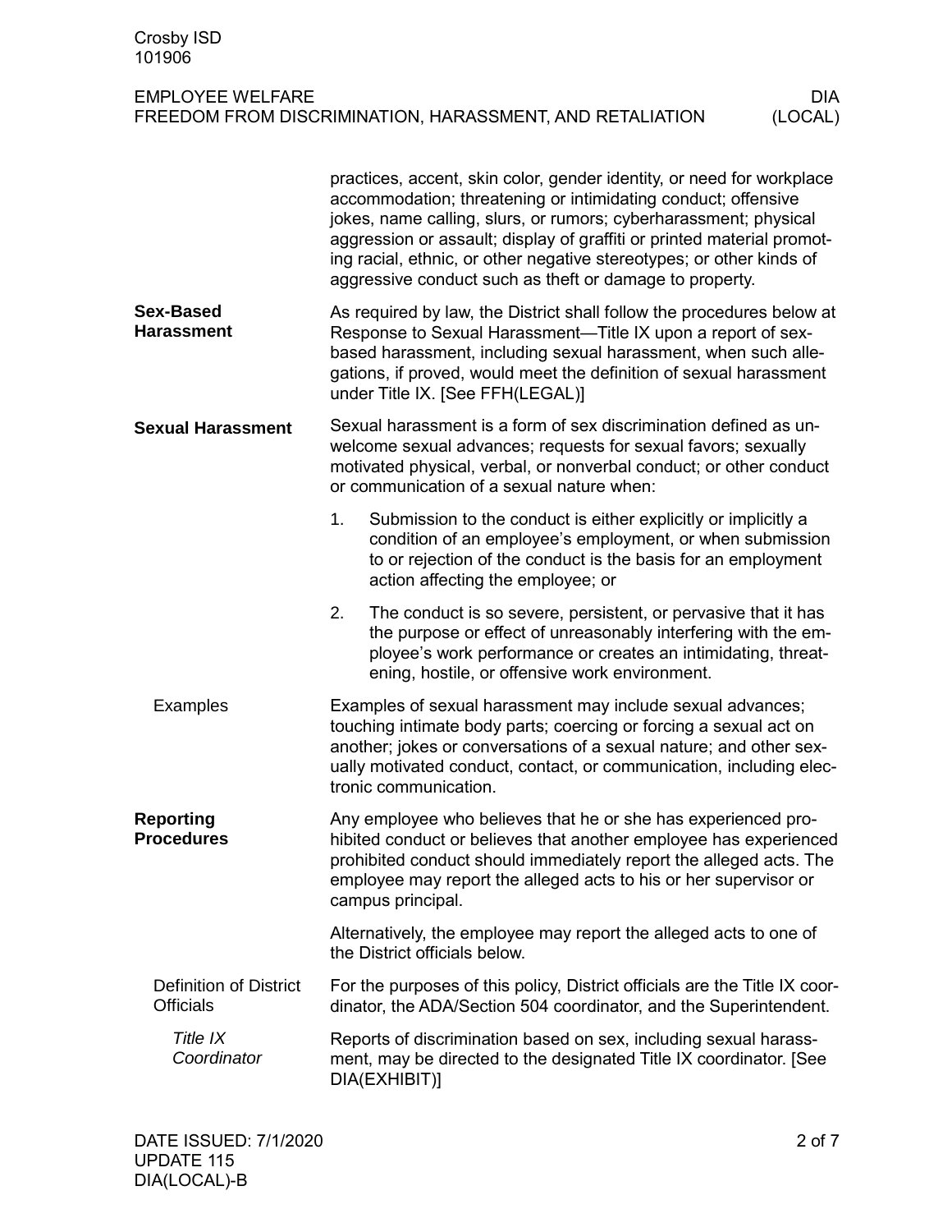practices, accent, skin color, gender identity, or need for workplace accommodation; threatening or intimidating conduct; offensive jokes, name calling, slurs, or rumors; cyberharassment; physical aggression or assault; display of graffiti or printed material promoting racial, ethnic, or other negative stereotypes; or other kinds of aggressive conduct such as theft or damage to property.

## Sex-Based Harassment

As required by law, the District shall follow the procedures below at Response to Sexual Harassment—Title IX upon a report of sex-based harassment, including sexual harassment, when such allegations, if proved, would meet the definition of sexual harassment under Title IX. [See FFH(LEGAL)]

## Sexual Harassment

Sexual harassment is a form of sex discrimination defined as unwelcome sexual advances; requests for sexual favors; sexually motivated physical, verbal, or nonverbal conduct; or other conduct or communication of a sexual nature when:

1. Submission to the conduct is either explicitly or implicitly a condition of an employee's employment, or when submission to or rejection of the conduct is the basis for an employment action affecting the employee; or
2. The conduct is so severe, persistent, or pervasive that it has the purpose or effect of unreasonably interfering with the employee's work performance or creates an intimidating, threatening, hostile, or offensive work environment.

### Examples

Examples of sexual harassment may include sexual advances; touching intimate body parts; coercing or forcing a sexual act on another; jokes or conversations of a sexual nature; and other sexually motivated conduct, contact, or communication, including electronic communication.

## Reporting Procedures

Any employee who believes that he or she has experienced prohibited conduct or believes that another employee has experienced prohibited conduct should immediately report the alleged acts. The employee may report the alleged acts to his or her supervisor or campus principal.

Alternatively, the employee may report the alleged acts to one of the District officials below.

### Definition of District Officials

For the purposes of this policy, District officials are the Title IX coordinator, the ADA/Section 504 coordinator, and the Superintendent.

#### *Title IX Coordinator*

Reports of discrimination based on sex, including sexual harassment, may be directed to the designated Title IX coordinator. [See DIA(EXHIBIT)]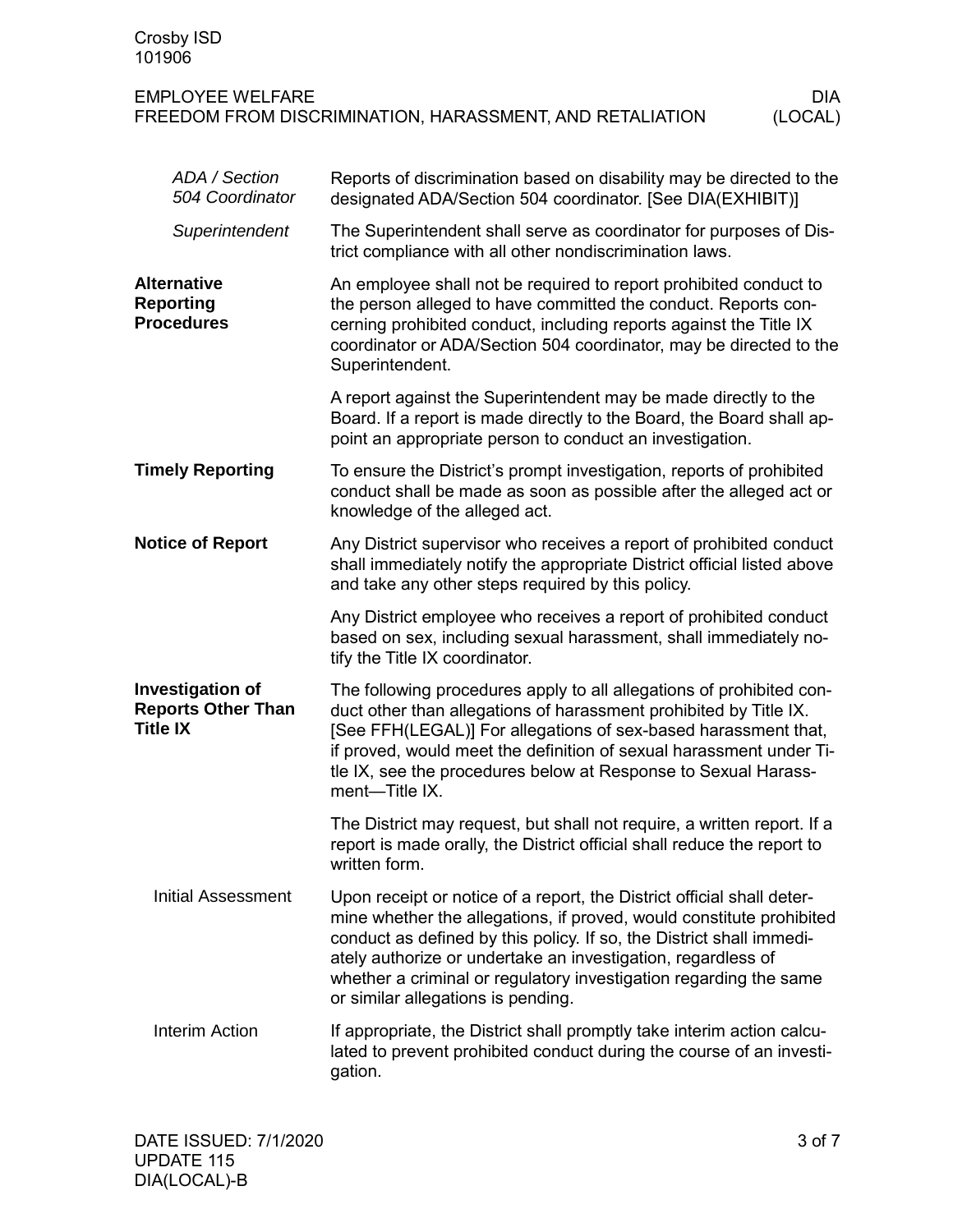*ADA / Section 504 Coordinator*

Reports of discrimination based on disability may be directed to the designated ADA/Section 504 coordinator. [See DIA(EXHIBIT)]

*Superintendent*

The Superintendent shall serve as coordinator for purposes of District compliance with all other nondiscrimination laws.

## Alternative Reporting Procedures

An employee shall not be required to report prohibited conduct to the person alleged to have committed the conduct. Reports concerning prohibited conduct, including reports against the Title IX coordinator or ADA/Section 504 coordinator, may be directed to the Superintendent.

A report against the Superintendent may be made directly to the Board. If a report is made directly to the Board, the Board shall appoint an appropriate person to conduct an investigation.

## Timely Reporting

To ensure the District's prompt investigation, reports of prohibited conduct shall be made as soon as possible after the alleged act or knowledge of the alleged act.

## Notice of Report

Any District supervisor who receives a report of prohibited conduct shall immediately notify the appropriate District official listed above and take any other steps required by this policy.

Any District employee who receives a report of prohibited conduct based on sex, including sexual harassment, shall immediately notify the Title IX coordinator.

## Investigation of Reports Other Than Title IX

The following procedures apply to all allegations of prohibited conduct other than allegations of harassment prohibited by Title IX. [See FFH(LEGAL)] For allegations of sex-based harassment that, if proved, would meet the definition of sexual harassment under Title IX, see the procedures below at Response to Sexual Harassment—Title IX.

The District may request, but shall not require, a written report. If a report is made orally, the District official shall reduce the report to written form.

### Initial Assessment

Upon receipt or notice of a report, the District official shall determine whether the allegations, if proved, would constitute prohibited conduct as defined by this policy. If so, the District shall immediately authorize or undertake an investigation, regardless of whether a criminal or regulatory investigation regarding the same or similar allegations is pending.

### Interim Action

If appropriate, the District shall promptly take interim action calculated to prevent prohibited conduct during the course of an investigation.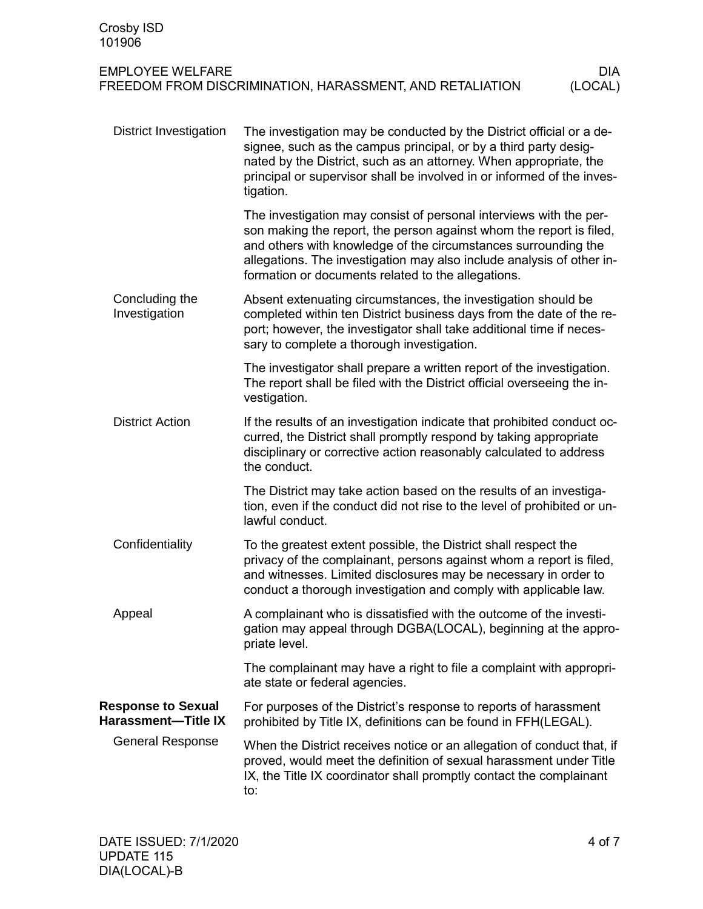### District Investigation

The investigation may be conducted by the District official or a designee, such as the campus principal, or by a third party designated by the District, such as an attorney. When appropriate, the principal or supervisor shall be involved in or informed of the investigation.

The investigation may consist of personal interviews with the person making the report, the person against whom the report is filed, and others with knowledge of the circumstances surrounding the allegations. The investigation may also include analysis of other information or documents related to the allegations.

### Concluding the Investigation

Absent extenuating circumstances, the investigation should be completed within ten District business days from the date of the report; however, the investigator shall take additional time if necessary to complete a thorough investigation.

The investigator shall prepare a written report of the investigation. The report shall be filed with the District official overseeing the investigation.

### District Action

If the results of an investigation indicate that prohibited conduct occurred, the District shall promptly respond by taking appropriate disciplinary or corrective action reasonably calculated to address the conduct.

The District may take action based on the results of an investigation, even if the conduct did not rise to the level of prohibited or unlawful conduct.

### Confidentiality

To the greatest extent possible, the District shall respect the privacy of the complainant, persons against whom a report is filed, and witnesses. Limited disclosures may be necessary in order to conduct a thorough investigation and comply with applicable law.

### Appeal

A complainant who is dissatisfied with the outcome of the investigation may appeal through DGBA(LOCAL), beginning at the appropriate level.

The complainant may have a right to file a complaint with appropriate state or federal agencies.

## Response to Sexual Harassment—Title IX

For purposes of the District's response to reports of harassment prohibited by Title IX, definitions can be found in FFH(LEGAL).

### General Response

When the District receives notice or an allegation of conduct that, if proved, would meet the definition of sexual harassment under Title IX, the Title IX coordinator shall promptly contact the complainant to: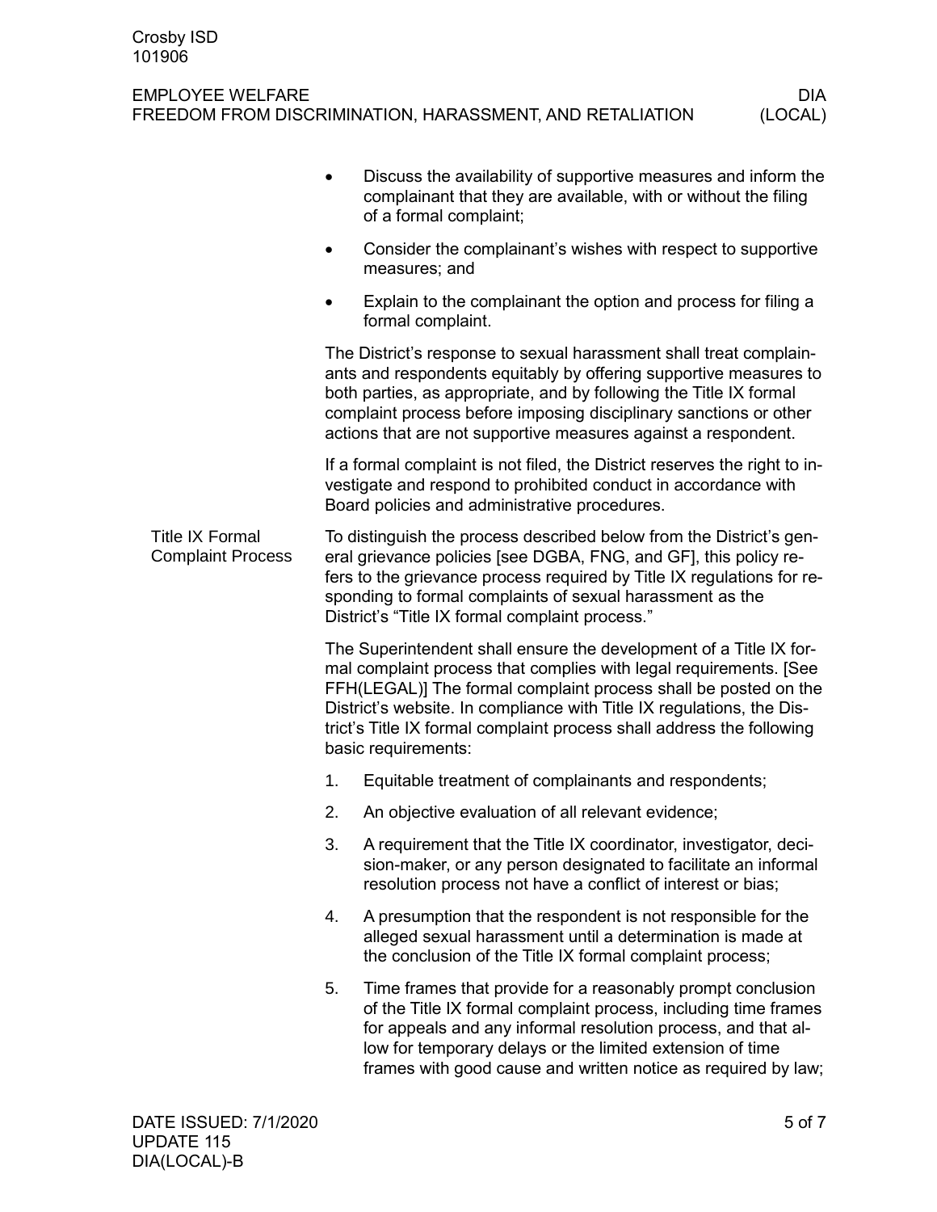- Discuss the availability of supportive measures and inform the complainant that they are available, with or without the filing of a formal complaint;
- Consider the complainant's wishes with respect to supportive measures; and
- Explain to the complainant the option and process for filing a formal complaint.

The District's response to sexual harassment shall treat complainants and respondents equitably by offering supportive measures to both parties, as appropriate, and by following the Title IX formal complaint process before imposing disciplinary sanctions or other actions that are not supportive measures against a respondent.

If a formal complaint is not filed, the District reserves the right to investigate and respond to prohibited conduct in accordance with Board policies and administrative procedures.

### Title IX Formal Complaint Process

To distinguish the process described below from the District's general grievance policies [see DGBA, FNG, and GF], this policy refers to the grievance process required by Title IX regulations for responding to formal complaints of sexual harassment as the District's "Title IX formal complaint process."

The Superintendent shall ensure the development of a Title IX formal complaint process that complies with legal requirements. [See FFH(LEGAL)] The formal complaint process shall be posted on the District's website. In compliance with Title IX regulations, the District's Title IX formal complaint process shall address the following basic requirements:

1. Equitable treatment of complainants and respondents;
2. An objective evaluation of all relevant evidence;
3. A requirement that the Title IX coordinator, investigator, decision-maker, or any person designated to facilitate an informal resolution process not have a conflict of interest or bias;
4. A presumption that the respondent is not responsible for the alleged sexual harassment until a determination is made at the conclusion of the Title IX formal complaint process;
5. Time frames that provide for a reasonably prompt conclusion of the Title IX formal complaint process, including time frames for appeals and any informal resolution process, and that allow for temporary delays or the limited extension of time frames with good cause and written notice as required by law;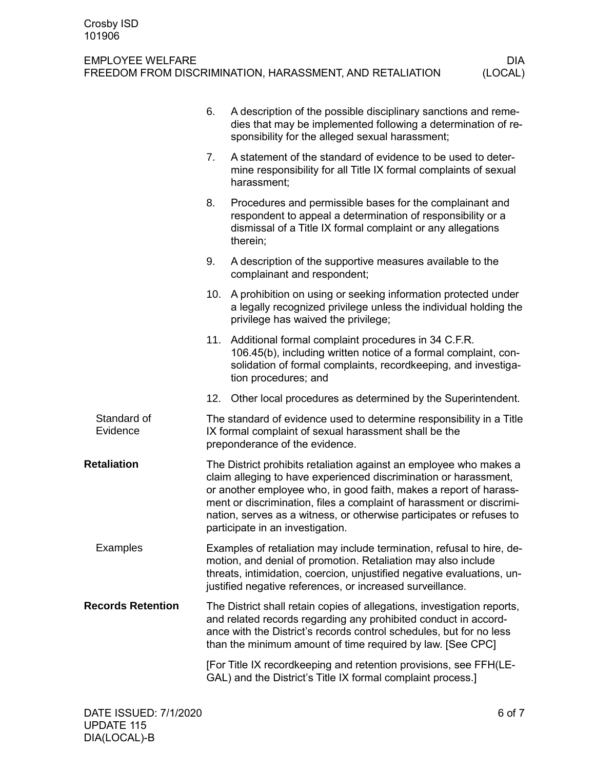6. A description of the possible disciplinary sanctions and remedies that may be implemented following a determination of responsibility for the alleged sexual harassment;
7. A statement of the standard of evidence to be used to determine responsibility for all Title IX formal complaints of sexual harassment;
8. Procedures and permissible bases for the complainant and respondent to appeal a determination of responsibility or a dismissal of a Title IX formal complaint or any allegations therein;
9. A description of the supportive measures available to the complainant and respondent;
10. A prohibition on using or seeking information protected under a legally recognized privilege unless the individual holding the privilege has waived the privilege;
11. Additional formal complaint procedures in 34 C.F.R. 106.45(b), including written notice of a formal complaint, consolidation of formal complaints, recordkeeping, and investigation procedures; and
12. Other local procedures as determined by the Superintendent.

#### Standard of Evidence

The standard of evidence used to determine responsibility in a Title IX formal complaint of sexual harassment shall be the preponderance of the evidence.

### Retaliation

The District prohibits retaliation against an employee who makes a claim alleging to have experienced discrimination or harassment, or another employee who, in good faith, makes a report of harassment or discrimination, files a complaint of harassment or discrimination, serves as a witness, or otherwise participates or refuses to participate in an investigation.

#### Examples

Examples of retaliation may include termination, refusal to hire, demotion, and denial of promotion. Retaliation may also include threats, intimidation, coercion, unjustified negative evaluations, unjustified negative references, or increased surveillance.

### Records Retention

The District shall retain copies of allegations, investigation reports, and related records regarding any prohibited conduct in accordance with the District's records control schedules, but for no less than the minimum amount of time required by law. [See CPC]

[For Title IX recordkeeping and retention provisions, see FFH(LEGAL) and the District's Title IX formal complaint process.]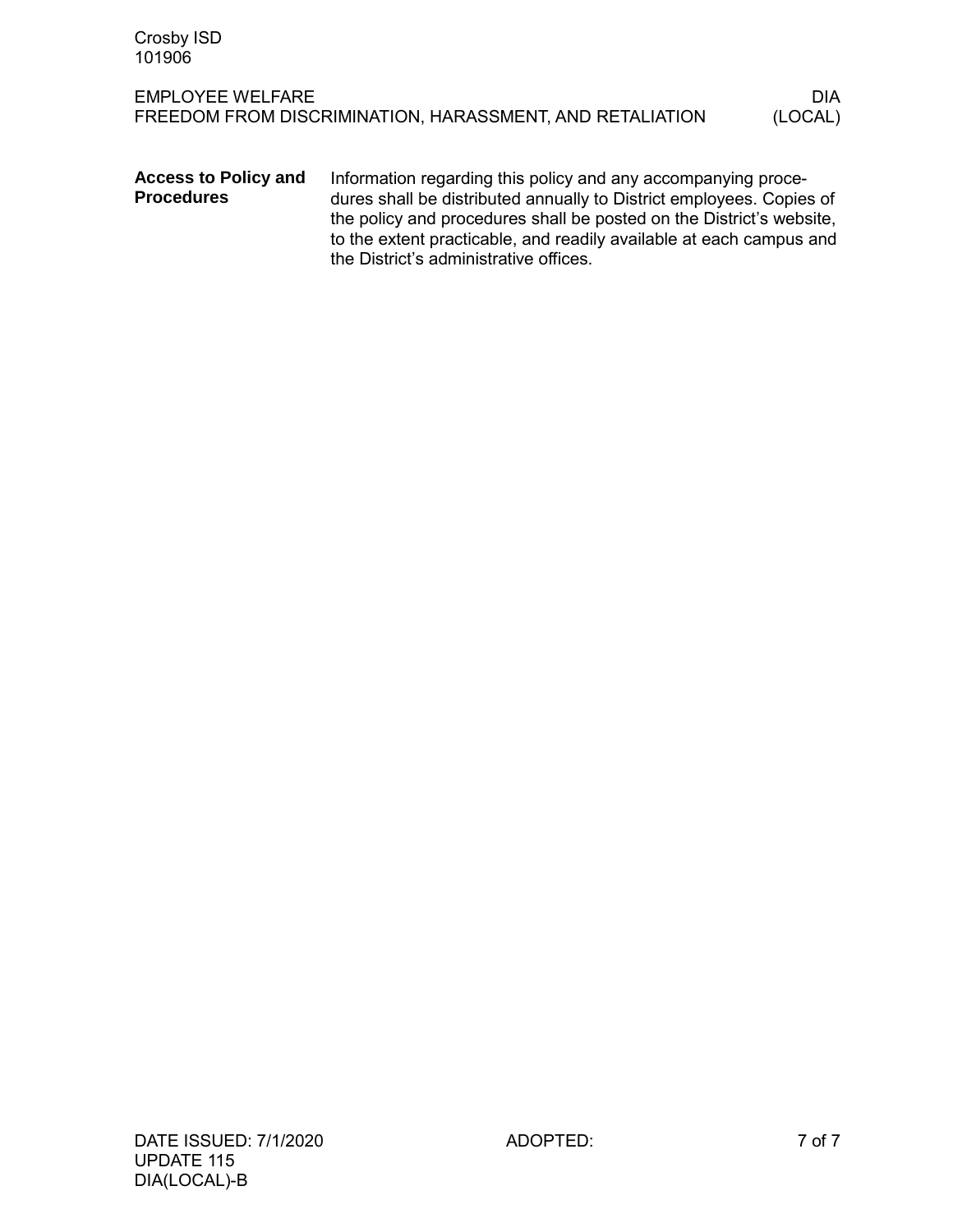**Access to Policy and Procedures**

Information regarding this policy and any accompanying procedures shall be distributed annually to District employees. Copies of the policy and procedures shall be posted on the District's website, to the extent practicable, and readily available at each campus and the District's administrative offices.